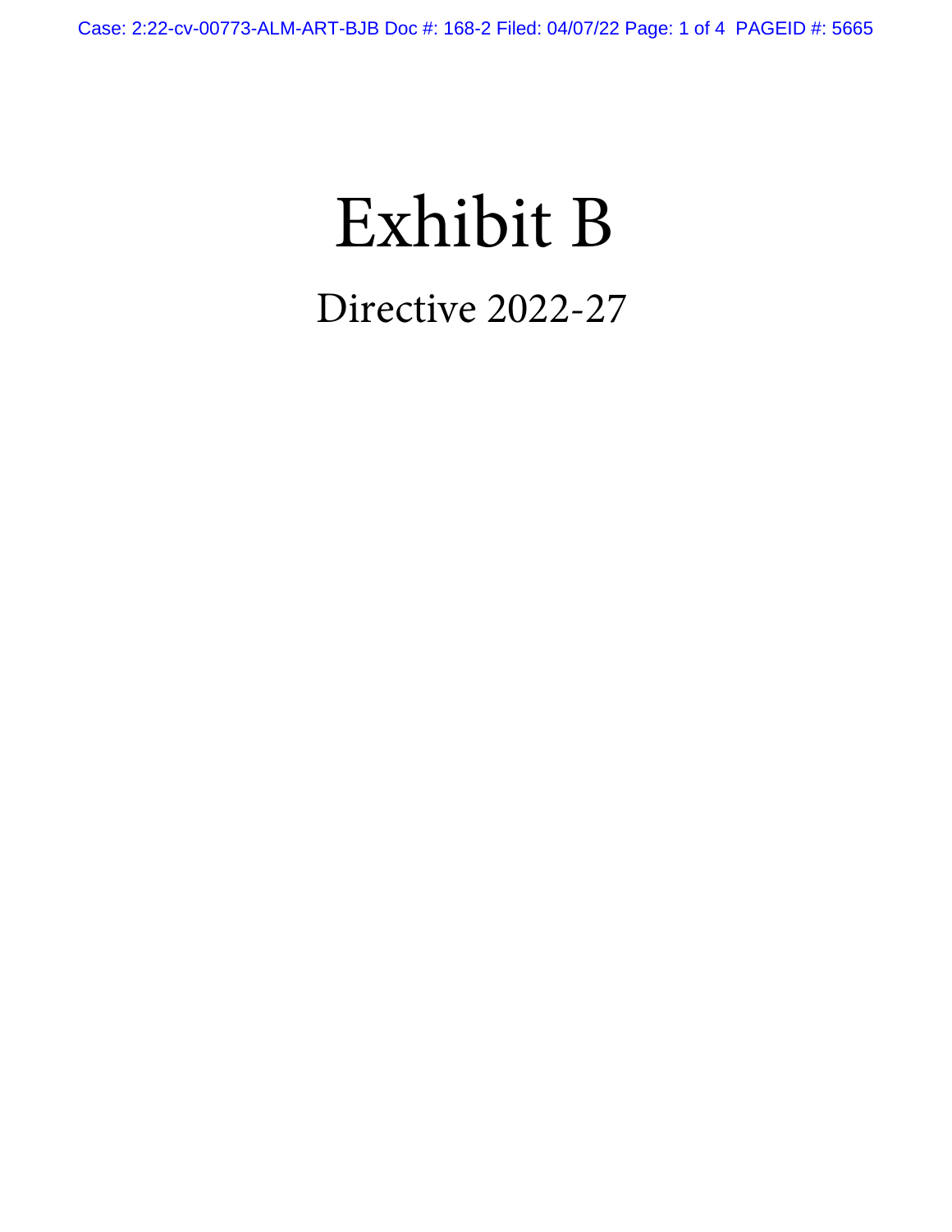# Exhibit B

## Directive 2022-27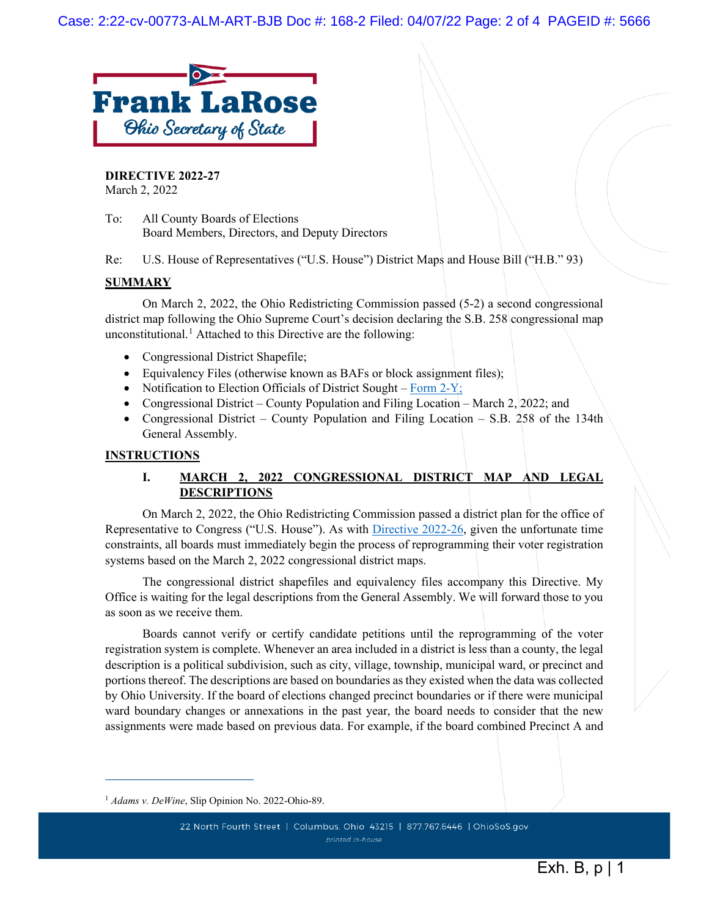**Frank LaRose**
*Ohio Secretary of State*

**DIRECTIVE 2022-27**
March 2, 2022

To: All County Boards of Elections
Board Members, Directors, and Deputy Directors

Re: U.S. House of Representatives ("U.S. House") District Maps and House Bill ("H.B." 93)

**SUMMARY**

On March 2, 2022, the Ohio Redistricting Commission passed (5-2) a second congressional district map following the Ohio Supreme Court's decision declaring the S.B. 258 congressional map unconstitutional.[1] Attached to this Directive are the following:

- Congressional District Shapefile;
- Equivalency Files (otherwise known as BAFs or block assignment files);
- Notification to Election Officials of District Sought – Form 2-Y;
- Congressional District – County Population and Filing Location – March 2, 2022; and
- Congressional District – County Population and Filing Location – S.B. 258 of the 134th General Assembly.

**INSTRUCTIONS**

**I. MARCH 2, 2022 CONGRESSIONAL DISTRICT MAP AND LEGAL DESCRIPTIONS**

On March 2, 2022, the Ohio Redistricting Commission passed a district plan for the office of Representative to Congress ("U.S. House"). As with Directive 2022-26, given the unfortunate time constraints, all boards must immediately begin the process of reprogramming their voter registration systems based on the March 2, 2022 congressional district maps.

The congressional district shapefiles and equivalency files accompany this Directive. My Office is waiting for the legal descriptions from the General Assembly. We will forward those to you as soon as we receive them.

Boards cannot verify or certify candidate petitions until the reprogramming of the voter registration system is complete. Whenever an area included in a district is less than a county, the legal description is a political subdivision, such as city, village, township, municipal ward, or precinct and portions thereof. The descriptions are based on boundaries as they existed when the data was collected by Ohio University. If the board of elections changed precinct boundaries or if there were municipal ward boundary changes or annexations in the past year, the board needs to consider that the new assignments were made based on previous data. For example, if the board combined Precinct A and

[1] *Adams v. DeWine*, Slip Opinion No. 2022-Ohio-89.

22 North Fourth Street | Columbus, Ohio 43215 | 877.767.6446 | OhioSoS.gov
printed in-house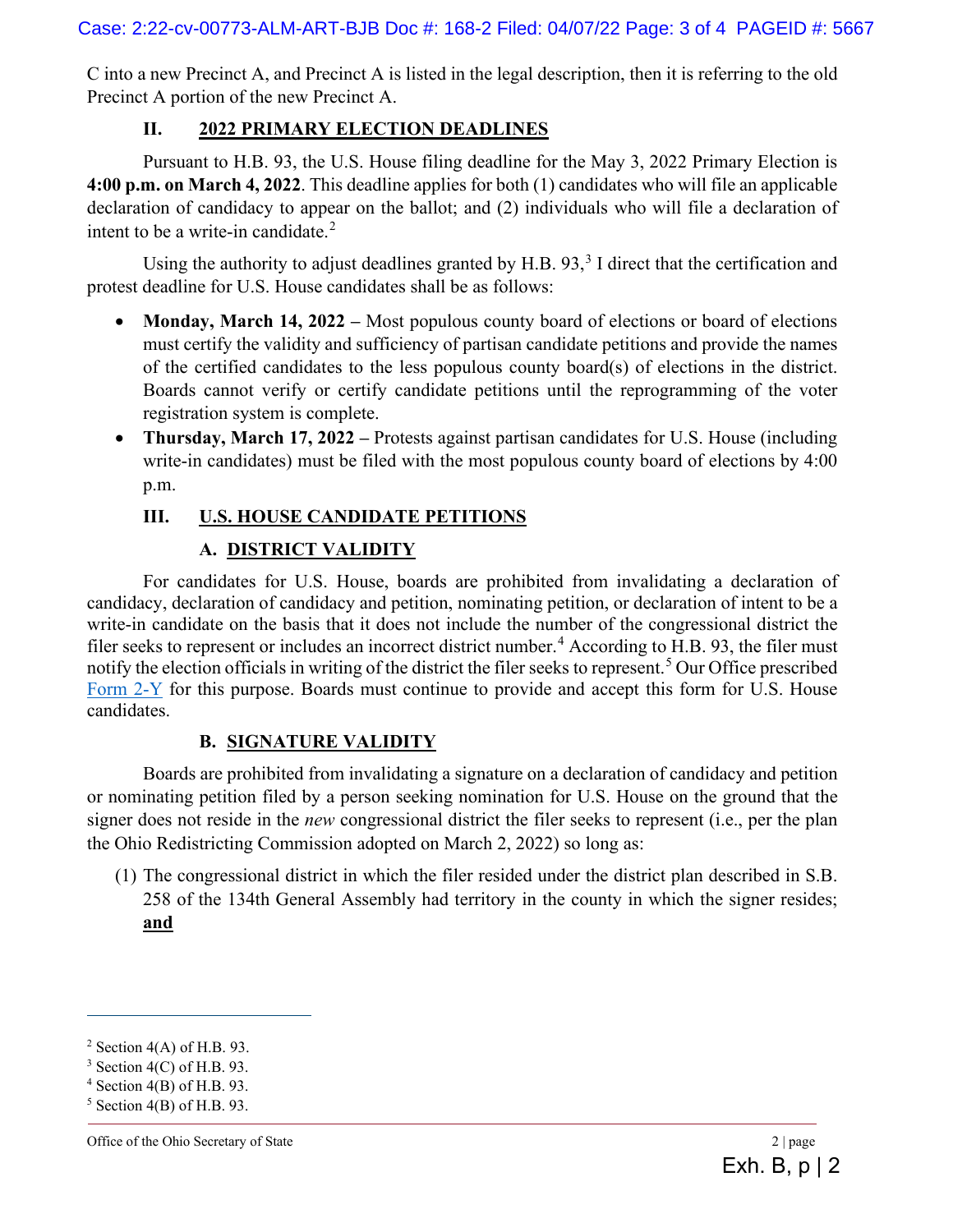C into a new Precinct A, and Precinct A is listed in the legal description, then it is referring to the old Precinct A portion of the new Precinct A.

## II. 2022 PRIMARY ELECTION DEADLINES

Pursuant to H.B. 93, the U.S. House filing deadline for the May 3, 2022 Primary Election is **4:00 p.m. on March 4, 2022**. This deadline applies for both (1) candidates who will file an applicable declaration of candidacy to appear on the ballot; and (2) individuals who will file a declaration of intent to be a write-in candidate.[2]

Using the authority to adjust deadlines granted by H.B. 93,[3] I direct that the certification and protest deadline for U.S. House candidates shall be as follows:

- **Monday, March 14, 2022 –** Most populous county board of elections or board of elections must certify the validity and sufficiency of partisan candidate petitions and provide the names of the certified candidates to the less populous county board(s) of elections in the district. Boards cannot verify or certify candidate petitions until the reprogramming of the voter registration system is complete.
- **Thursday, March 17, 2022 –** Protests against partisan candidates for U.S. House (including write-in candidates) must be filed with the most populous county board of elections by 4:00 p.m.

## III. U.S. HOUSE CANDIDATE PETITIONS

### A. DISTRICT VALIDITY

For candidates for U.S. House, boards are prohibited from invalidating a declaration of candidacy, declaration of candidacy and petition, nominating petition, or declaration of intent to be a write-in candidate on the basis that it does not include the number of the congressional district the filer seeks to represent or includes an incorrect district number.[4] According to H.B. 93, the filer must notify the election officials in writing of the district the filer seeks to represent.[5] Our Office prescribed Form 2-Y for this purpose. Boards must continue to provide and accept this form for U.S. House candidates.

### B. SIGNATURE VALIDITY

Boards are prohibited from invalidating a signature on a declaration of candidacy and petition or nominating petition filed by a person seeking nomination for U.S. House on the ground that the signer does not reside in the *new* congressional district the filer seeks to represent (i.e., per the plan the Ohio Redistricting Commission adopted on March 2, 2022) so long as:

(1) The congressional district in which the filer resided under the district plan described in S.B. 258 of the 134th General Assembly had territory in the county in which the signer resides; **and**

---

[2] Section 4(A) of H.B. 93.

[3] Section 4(C) of H.B. 93.

[4] Section 4(B) of H.B. 93.

[5] Section 4(B) of H.B. 93.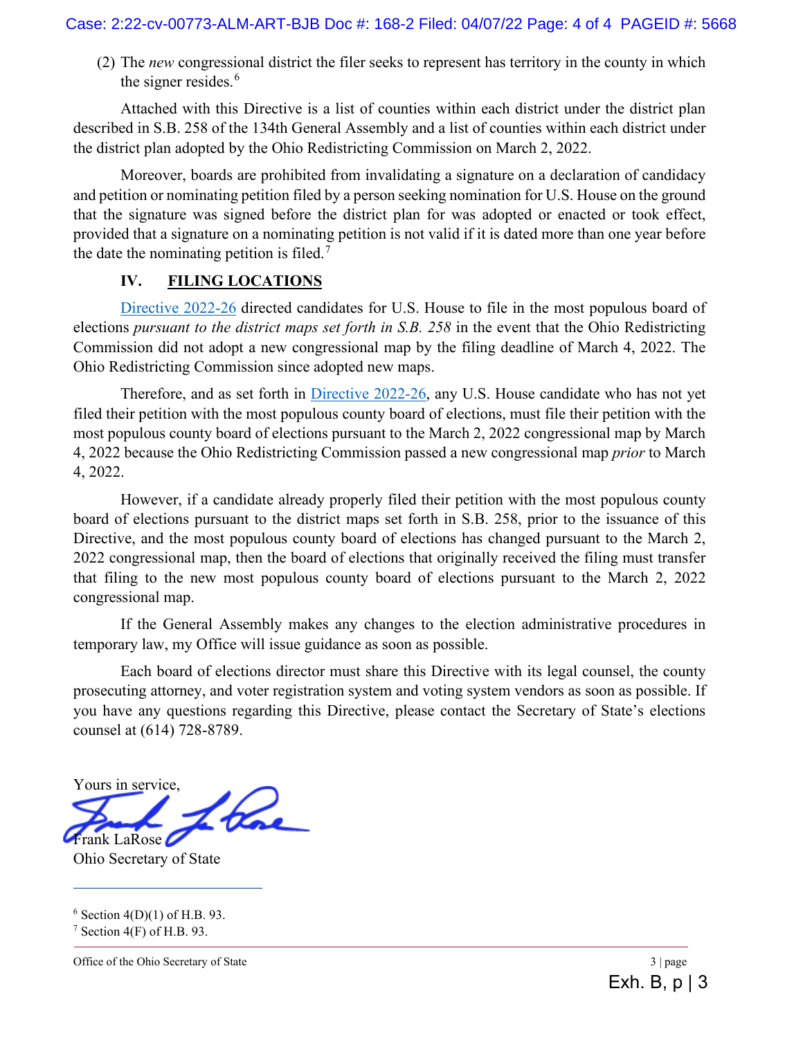(2) The *new* congressional district the filer seeks to represent has territory in the county in which the signer resides.[6]

Attached with this Directive is a list of counties within each district under the district plan described in S.B. 258 of the 134th General Assembly and a list of counties within each district under the district plan adopted by the Ohio Redistricting Commission on March 2, 2022.

Moreover, boards are prohibited from invalidating a signature on a declaration of candidacy and petition or nominating petition filed by a person seeking nomination for U.S. House on the ground that the signature was signed before the district plan for was adopted or enacted or took effect, provided that a signature on a nominating petition is not valid if it is dated more than one year before the date the nominating petition is filed.[7]

## IV. FILING LOCATIONS

Directive 2022-26 directed candidates for U.S. House to file in the most populous board of elections *pursuant to the district maps set forth in S.B. 258* in the event that the Ohio Redistricting Commission did not adopt a new congressional map by the filing deadline of March 4, 2022. The Ohio Redistricting Commission since adopted new maps.

Therefore, and as set forth in Directive 2022-26, any U.S. House candidate who has not yet filed their petition with the most populous county board of elections, must file their petition with the most populous county board of elections pursuant to the March 2, 2022 congressional map by March 4, 2022 because the Ohio Redistricting Commission passed a new congressional map *prior* to March 4, 2022.

However, if a candidate already properly filed their petition with the most populous county board of elections pursuant to the district maps set forth in S.B. 258, prior to the issuance of this Directive, and the most populous county board of elections has changed pursuant to the March 2, 2022 congressional map, then the board of elections that originally received the filing must transfer that filing to the new most populous county board of elections pursuant to the March 2, 2022 congressional map.

If the General Assembly makes any changes to the election administrative procedures in temporary law, my Office will issue guidance as soon as possible.

Each board of elections director must share this Directive with its legal counsel, the county prosecuting attorney, and voter registration system and voting system vendors as soon as possible. If you have any questions regarding this Directive, please contact the Secretary of State's elections counsel at (614) 728-8789.

Yours in service,

Frank LaRose
Ohio Secretary of State

---

[6] Section 4(D)(1) of H.B. 93.
[7] Section 4(F) of H.B. 93.